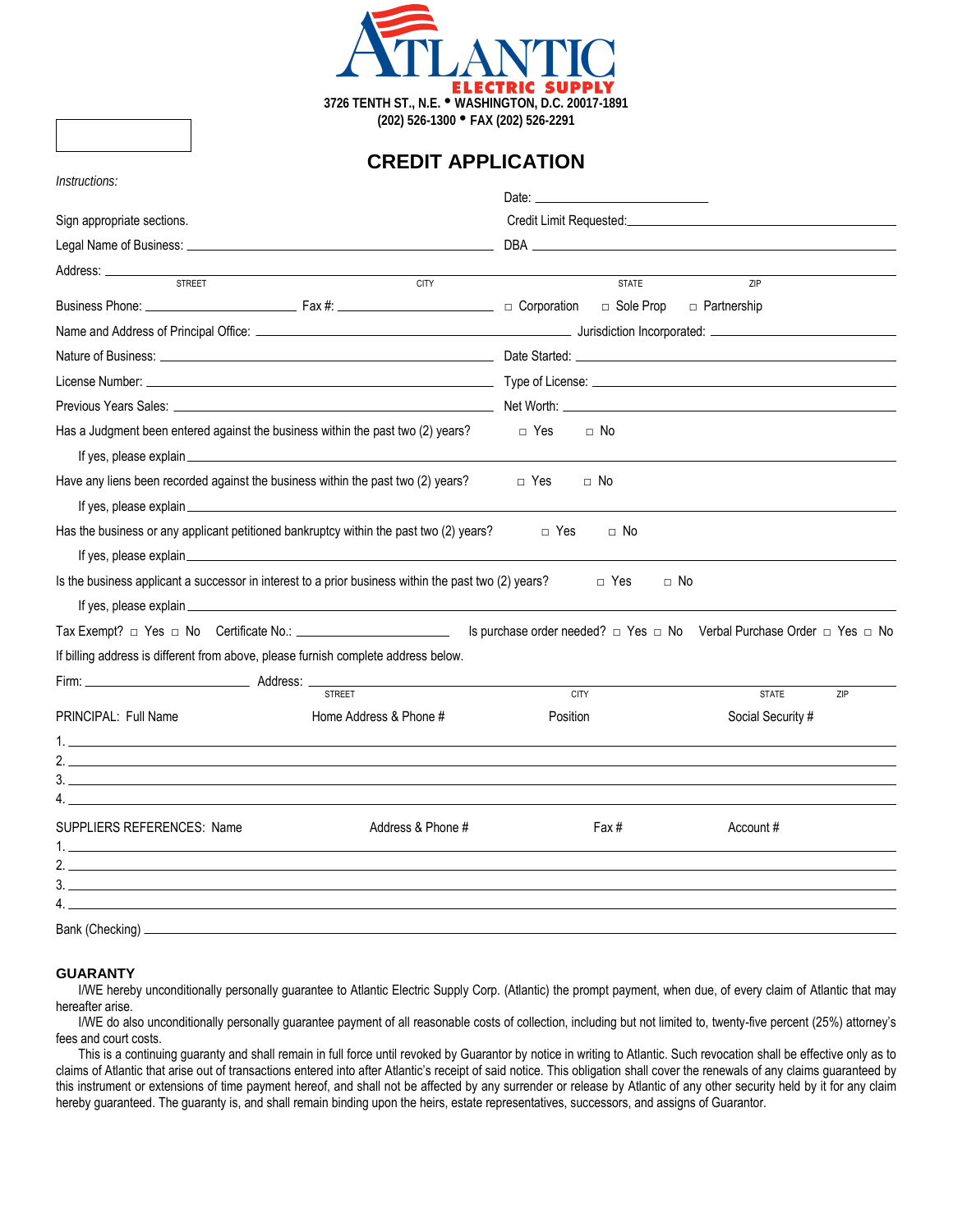**ATLANTIC ELECTRIC SUPPLY**

**3726 TENTH ST., N.E. • WASHINGTON, D.C. 20017-1891**
**(202) 526-1300 • FAX (202) 526-2291**

# CREDIT APPLICATION

*Instructions:*

Sign appropriate sections.

Date: ______________________

Credit Limit Requested: ______________________

Legal Name of Business: ______________________ DBA ______________________

Address: ______________________
STREET CITY STATE ZIP

Business Phone: ______________ Fax #: ______________ □ Corporation □ Sole Prop □ Partnership

Name and Address of Principal Office: ______________________ Jurisdiction Incorporated: ______________

Nature of Business: ______________________ Date Started: ______________

License Number: ______________________ Type of License: ______________

Previous Years Sales: ______________________ Net Worth: ______________

Has a Judgment been entered against the business within the past two (2) years? □ Yes □ No

If yes, please explain ______________________

Have any liens been recorded against the business within the past two (2) years? □ Yes □ No

If yes, please explain ______________________

Has the business or any applicant petitioned bankruptcy within the past two (2) years? □ Yes □ No

If yes, please explain ______________________

Is the business applicant a successor in interest to a prior business within the past two (2) years? □ Yes □ No

If yes, please explain ______________________

Tax Exempt? □ Yes □ No Certificate No.: ______________ Is purchase order needed? □ Yes □ No Verbal Purchase Order □ Yes □ No

If billing address is different from above, please furnish complete address below.

Firm: ______________ Address: ______________________
STREET CITY STATE ZIP

| PRINCIPAL: Full Name | Home Address & Phone # | Position | Social Security # |
|---|---|---|---|
| 1. | | | |
| 2. | | | |
| 3. | | | |
| 4. | | | |

| SUPPLIERS REFERENCES: Name | Address & Phone # | Fax # | Account # |
|---|---|---|---|
| 1. | | | |
| 2. | | | |
| 3. | | | |
| 4. | | | |

Bank (Checking) ______________________

**GUARANTY**

I/WE hereby unconditionally personally guarantee to Atlantic Electric Supply Corp. (Atlantic) the prompt payment, when due, of every claim of Atlantic that may hereafter arise.

I/WE do also unconditionally personally guarantee payment of all reasonable costs of collection, including but not limited to, twenty-five percent (25%) attorney's fees and court costs.

This is a continuing guaranty and shall remain in full force until revoked by Guarantor by notice in writing to Atlantic. Such revocation shall be effective only as to claims of Atlantic that arise out of transactions entered into after Atlantic's receipt of said notice. This obligation shall cover the renewals of any claims guaranteed by this instrument or extensions of time payment hereof, and shall not be affected by any surrender or release by Atlantic of any other security held by it for any claim hereby guaranteed. The guaranty is, and shall remain binding upon the heirs, estate representatives, successors, and assigns of Guarantor.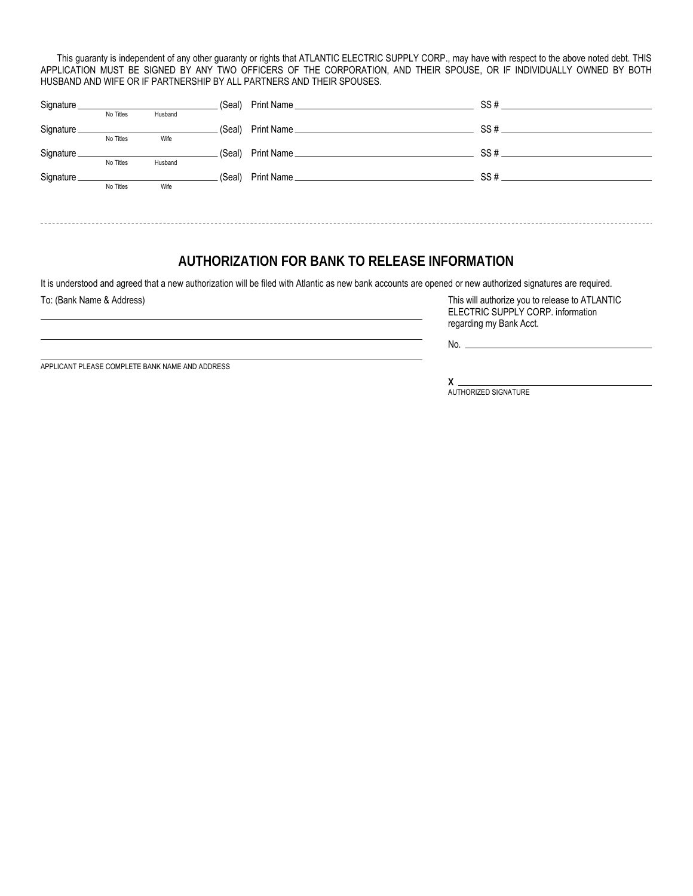This guaranty is independent of any other guaranty or rights that ATLANTIC ELECTRIC SUPPLY CORP., may have with respect to the above noted debt. THIS APPLICATION MUST BE SIGNED BY ANY TWO OFFICERS OF THE CORPORATION, AND THEIR SPOUSE, OR IF INDIVIDUALLY OWNED BY BOTH HUSBAND AND WIFE OR IF PARTNERSHIP BY ALL PARTNERS AND THEIR SPOUSES.

Signature ______________________________ (Seal) Print Name ______________________________ SS # ______________________________
No Titles    Husband

Signature ______________________________ (Seal) Print Name ______________________________ SS # ______________________________
No Titles    Wife

Signature ______________________________ (Seal) Print Name ______________________________ SS # ______________________________
No Titles    Husband

Signature ______________________________ (Seal) Print Name ______________________________ SS # ______________________________
No Titles    Wife

---

## AUTHORIZATION FOR BANK TO RELEASE INFORMATION

It is understood and agreed that a new authorization will be filed with Atlantic as new bank accounts are opened or new authorized signatures are required.

To: (Bank Name & Address)

______________________________________________

______________________________________________

______________________________________________

APPLICANT PLEASE COMPLETE BANK NAME AND ADDRESS

This will authorize you to release to ATLANTIC ELECTRIC SUPPLY CORP. information regarding my Bank Acct.

No. ______________________________

X ______________________________
AUTHORIZED SIGNATURE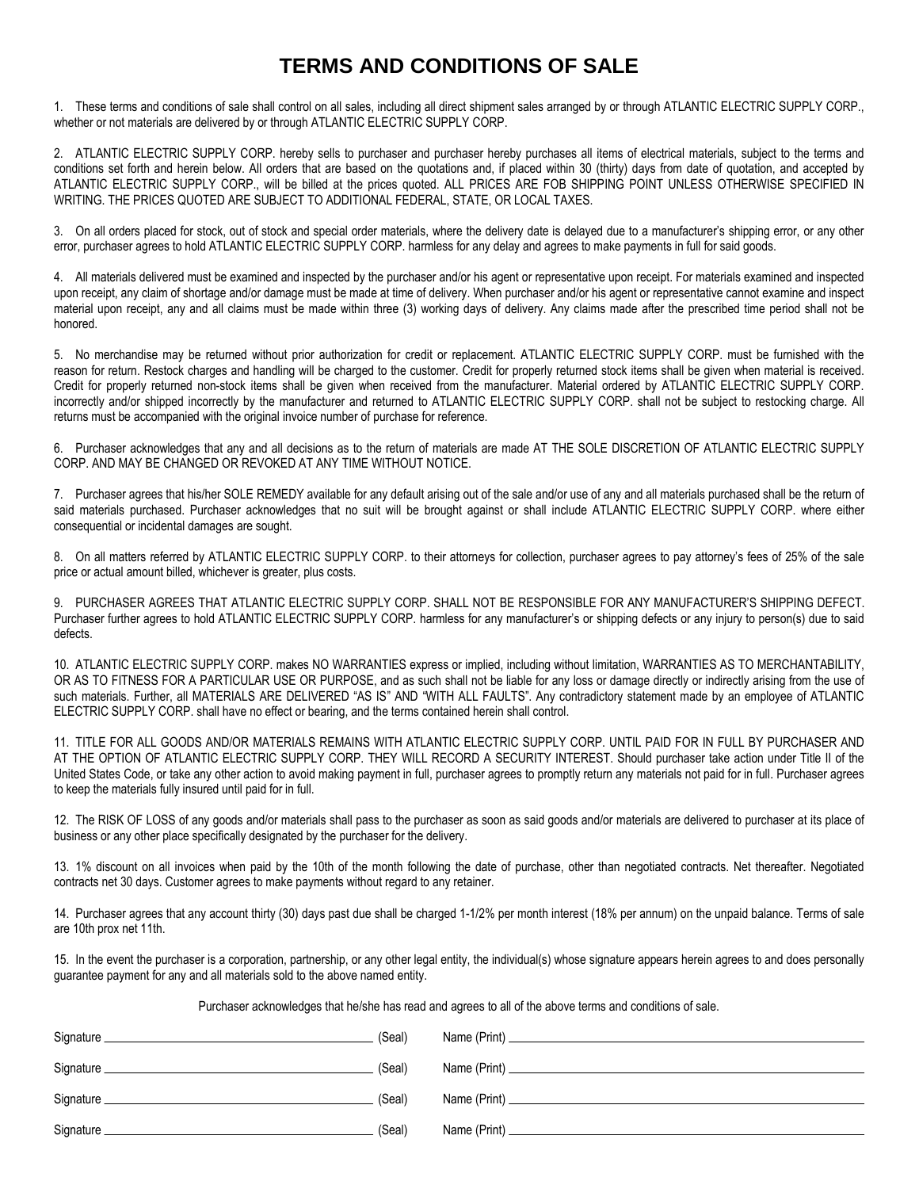# TERMS AND CONDITIONS OF SALE

1. These terms and conditions of sale shall control on all sales, including all direct shipment sales arranged by or through ATLANTIC ELECTRIC SUPPLY CORP., whether or not materials are delivered by or through ATLANTIC ELECTRIC SUPPLY CORP.

2. ATLANTIC ELECTRIC SUPPLY CORP. hereby sells to purchaser and purchaser hereby purchases all items of electrical materials, subject to the terms and conditions set forth and herein below. All orders that are based on the quotations and, if placed within 30 (thirty) days from date of quotation, and accepted by ATLANTIC ELECTRIC SUPPLY CORP., will be billed at the prices quoted. ALL PRICES ARE FOB SHIPPING POINT UNLESS OTHERWISE SPECIFIED IN WRITING. THE PRICES QUOTED ARE SUBJECT TO ADDITIONAL FEDERAL, STATE, OR LOCAL TAXES.

3. On all orders placed for stock, out of stock and special order materials, where the delivery date is delayed due to a manufacturer's shipping error, or any other error, purchaser agrees to hold ATLANTIC ELECTRIC SUPPLY CORP. harmless for any delay and agrees to make payments in full for said goods.

4. All materials delivered must be examined and inspected by the purchaser and/or his agent or representative upon receipt. For materials examined and inspected upon receipt, any claim of shortage and/or damage must be made at time of delivery. When purchaser and/or his agent or representative cannot examine and inspect material upon receipt, any and all claims must be made within three (3) working days of delivery. Any claims made after the prescribed time period shall not be honored.

5. No merchandise may be returned without prior authorization for credit or replacement. ATLANTIC ELECTRIC SUPPLY CORP. must be furnished with the reason for return. Restock charges and handling will be charged to the customer. Credit for properly returned stock items shall be given when material is received. Credit for properly returned non-stock items shall be given when received from the manufacturer. Material ordered by ATLANTIC ELECTRIC SUPPLY CORP. incorrectly and/or shipped incorrectly by the manufacturer and returned to ATLANTIC ELECTRIC SUPPLY CORP. shall not be subject to restocking charge. All returns must be accompanied with the original invoice number of purchase for reference.

6. Purchaser acknowledges that any and all decisions as to the return of materials are made AT THE SOLE DISCRETION OF ATLANTIC ELECTRIC SUPPLY CORP. AND MAY BE CHANGED OR REVOKED AT ANY TIME WITHOUT NOTICE.

7. Purchaser agrees that his/her SOLE REMEDY available for any default arising out of the sale and/or use of any and all materials purchased shall be the return of said materials purchased. Purchaser acknowledges that no suit will be brought against or shall include ATLANTIC ELECTRIC SUPPLY CORP. where either consequential or incidental damages are sought.

8. On all matters referred by ATLANTIC ELECTRIC SUPPLY CORP. to their attorneys for collection, purchaser agrees to pay attorney's fees of 25% of the sale price or actual amount billed, whichever is greater, plus costs.

9. PURCHASER AGREES THAT ATLANTIC ELECTRIC SUPPLY CORP. SHALL NOT BE RESPONSIBLE FOR ANY MANUFACTURER'S SHIPPING DEFECT. Purchaser further agrees to hold ATLANTIC ELECTRIC SUPPLY CORP. harmless for any manufacturer's or shipping defects or any injury to person(s) due to said defects.

10. ATLANTIC ELECTRIC SUPPLY CORP. makes NO WARRANTIES express or implied, including without limitation, WARRANTIES AS TO MERCHANTABILITY, OR AS TO FITNESS FOR A PARTICULAR USE OR PURPOSE, and as such shall not be liable for any loss or damage directly or indirectly arising from the use of such materials. Further, all MATERIALS ARE DELIVERED "AS IS" AND "WITH ALL FAULTS". Any contradictory statement made by an employee of ATLANTIC ELECTRIC SUPPLY CORP. shall have no effect or bearing, and the terms contained herein shall control.

11. TITLE FOR ALL GOODS AND/OR MATERIALS REMAINS WITH ATLANTIC ELECTRIC SUPPLY CORP. UNTIL PAID FOR IN FULL BY PURCHASER AND AT THE OPTION OF ATLANTIC ELECTRIC SUPPLY CORP. THEY WILL RECORD A SECURITY INTEREST. Should purchaser take action under Title II of the United States Code, or take any other action to avoid making payment in full, purchaser agrees to promptly return any materials not paid for in full. Purchaser agrees to keep the materials fully insured until paid for in full.

12. The RISK OF LOSS of any goods and/or materials shall pass to the purchaser as soon as said goods and/or materials are delivered to purchaser at its place of business or any other place specifically designated by the purchaser for the delivery.

13. 1% discount on all invoices when paid by the 10th of the month following the date of purchase, other than negotiated contracts. Net thereafter. Negotiated contracts net 30 days. Customer agrees to make payments without regard to any retainer.

14. Purchaser agrees that any account thirty (30) days past due shall be charged 1-1/2% per month interest (18% per annum) on the unpaid balance. Terms of sale are 10th prox net 11th.

15. In the event the purchaser is a corporation, partnership, or any other legal entity, the individual(s) whose signature appears herein agrees to and does personally guarantee payment for any and all materials sold to the above named entity.

Purchaser acknowledges that he/she has read and agrees to all of the above terms and conditions of sale.

Signature ______________________ (Seal) Name (Print) ______________________

Signature ______________________ (Seal) Name (Print) ______________________

Signature ______________________ (Seal) Name (Print) ______________________

Signature ______________________ (Seal) Name (Print) ______________________